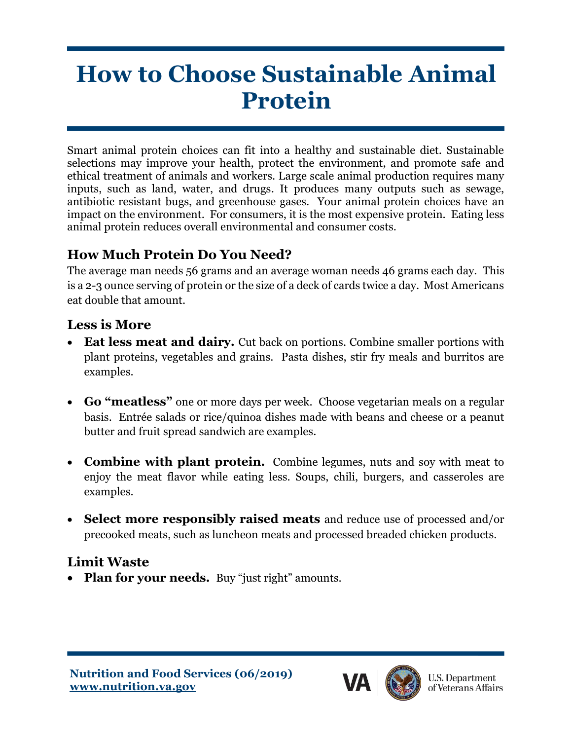# How to Choose Sustainable Animal Protein

Smart animal protein choices can fit into a healthy and sustainable diet. Sustainable selections may improve your health, protect the environment, and promote safe and ethical treatment of animals and workers. Large scale animal production requires many inputs, such as land, water, and drugs. It produces many outputs such as sewage, antibiotic resistant bugs, and greenhouse gases. Your animal protein choices have an impact on the environment. For consumers, it is the most expensive protein. Eating less animal protein reduces overall environmental and consumer costs.

## How Much Protein Do You Need?

The average man needs 56 grams and an average woman needs 46 grams each day. This is a 2-3 ounce serving of protein or the size of a deck of cards twice a day. Most Americans eat double that amount.

## Less is More

- **Eat less meat and dairy.** Cut back on portions. Combine smaller portions with plant proteins, vegetables and grains. Pasta dishes, stir fry meals and burritos are examples.

- **Go "meatless"** one or more days per week. Choose vegetarian meals on a regular basis. Entrée salads or rice/quinoa dishes made with beans and cheese or a peanut butter and fruit spread sandwich are examples.

- **Combine with plant protein.** Combine legumes, nuts and soy with meat to enjoy the meat flavor while eating less. Soups, chili, burgers, and casseroles are examples.

- **Select more responsibly raised meats** and reduce use of processed and/or precooked meats, such as luncheon meats and processed breaded chicken products.

## Limit Waste

- **Plan for your needs.** Buy "just right" amounts.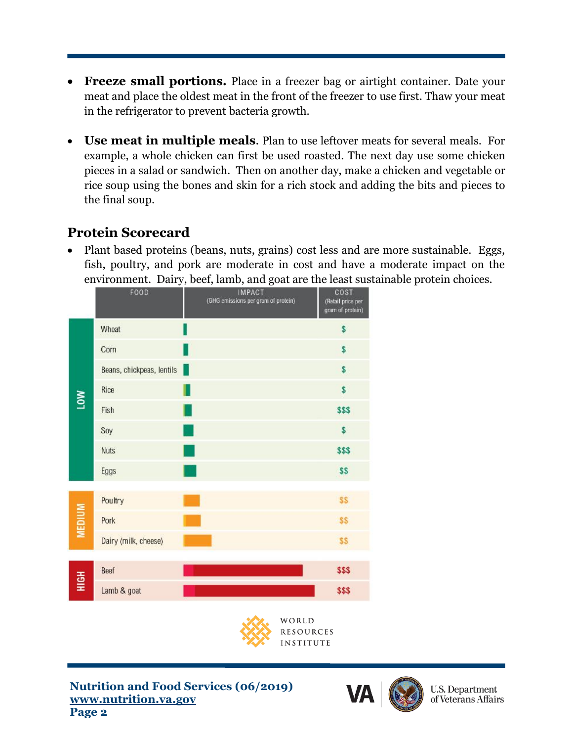- **Freeze small portions.** Place in a freezer bag or airtight container. Date your meat and place the oldest meat in the front of the freezer to use first. Thaw your meat in the refrigerator to prevent bacteria growth.

- **Use meat in multiple meals**. Plan to use leftover meats for several meals. For example, a whole chicken can first be used roasted. The next day use some chicken pieces in a salad or sandwich. Then on another day, make a chicken and vegetable or rice soup using the bones and skin for a rich stock and adding the bits and pieces to the final soup.

## Protein Scorecard

- Plant based proteins (beans, nuts, grains) cost less and are more sustainable. Eggs, fish, poultry, and pork are moderate in cost and have a moderate impact on the environment. Dairy, beef, lamb, and goat are the least sustainable protein choices.

| | FOOD | IMPACT (GHG emissions per gram of protein) | COST (Retail price per gram of protein) |
|---|---|---|---|
| LOW | Wheat | | $ |
| | Corn | | $ |
| | Beans, chickpeas, lentils | | $ |
| | Rice | | $ |
| | Fish | | $$$ |
| | Soy | | $ |
| | Nuts | | $$$ |
| | Eggs | | $$ |
| MEDIUM | Poultry | | $$ |
| | Pork | | $$ |
| | Dairy (milk, cheese) | | $$ |
| HIGH | Beef | | $$$ |
| | Lamb & goat | | $$$ |

WORLD RESOURCES INSTITUTE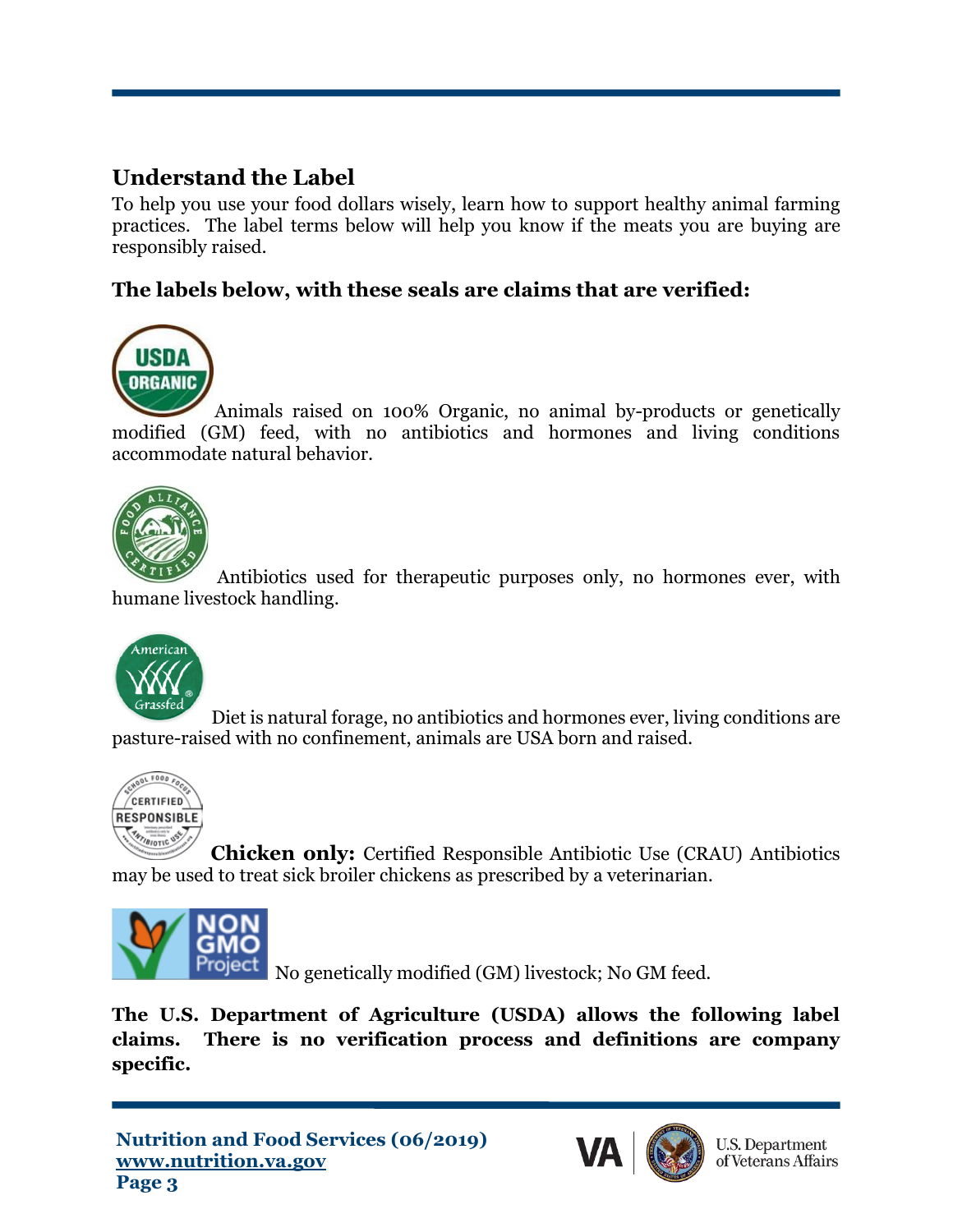## Understand the Label

To help you use your food dollars wisely, learn how to support healthy animal farming practices. The label terms below will help you know if the meats you are buying are responsibly raised.

**The labels below, with these seals are claims that are verified:**

Animals raised on 100% Organic, no animal by-products or genetically modified (GM) feed, with no antibiotics and hormones and living conditions accommodate natural behavior.

Antibiotics used for therapeutic purposes only, no hormones ever, with humane livestock handling.

Diet is natural forage, no antibiotics and hormones ever, living conditions are pasture-raised with no confinement, animals are USA born and raised.

**Chicken only:** Certified Responsible Antibiotic Use (CRAU) Antibiotics may be used to treat sick broiler chickens as prescribed by a veterinarian.

No genetically modified (GM) livestock; No GM feed.

**The U.S. Department of Agriculture (USDA) allows the following label claims. There is no verification process and definitions are company specific.**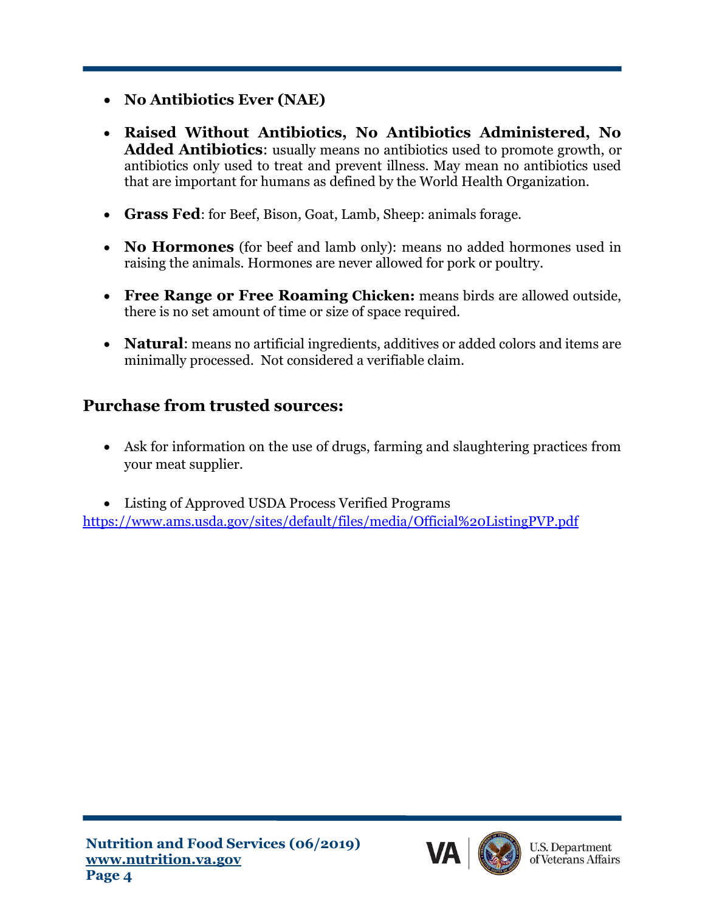- **No Antibiotics Ever (NAE)**
- **Raised Without Antibiotics, No Antibiotics Administered, No Added Antibiotics**: usually means no antibiotics used to promote growth, or antibiotics only used to treat and prevent illness. May mean no antibiotics used that are important for humans as defined by the World Health Organization.
- **Grass Fed**: for Beef, Bison, Goat, Lamb, Sheep: animals forage.
- **No Hormones** (for beef and lamb only): means no added hormones used in raising the animals. Hormones are never allowed for pork or poultry.
- **Free Range or Free Roaming Chicken:** means birds are allowed outside, there is no set amount of time or size of space required.
- **Natural**: means no artificial ingredients, additives or added colors and items are minimally processed. Not considered a verifiable claim.

## Purchase from trusted sources:

- Ask for information on the use of drugs, farming and slaughtering practices from your meat supplier.
- Listing of Approved USDA Process Verified Programs

https://www.ams.usda.gov/sites/default/files/media/Official%20ListingPVP.pdf